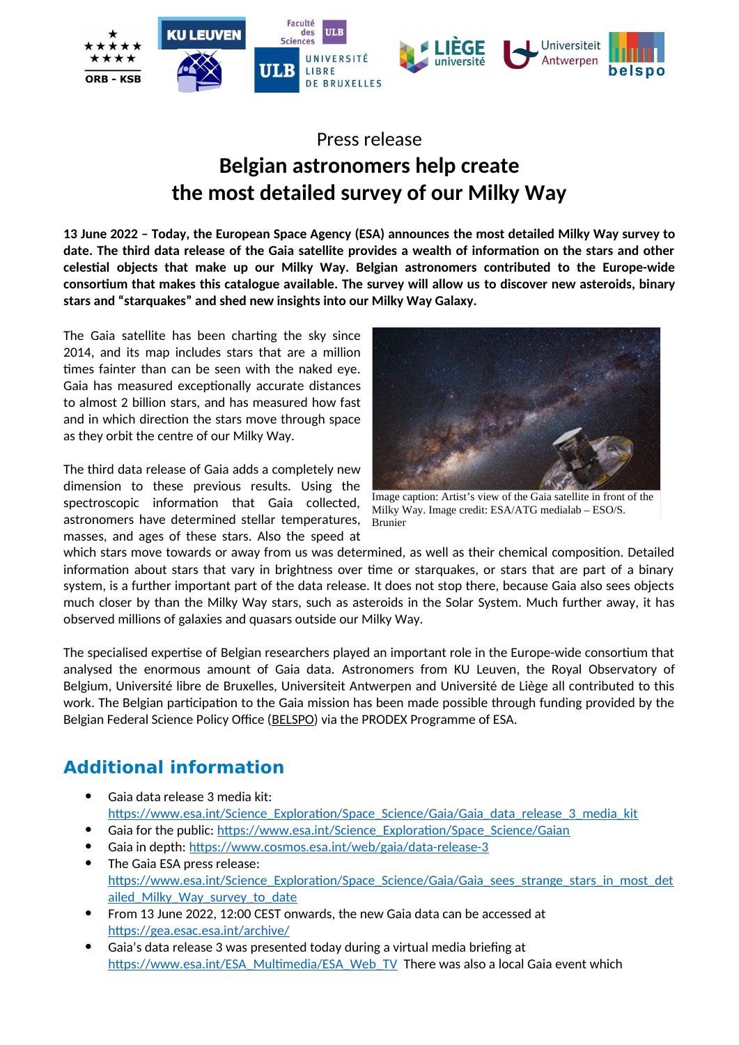Press release

# Belgian astronomers help create the most detailed survey of our Milky Way

**13 June 2022 – Today, the European Space Agency (ESA) announces the most detailed Milky Way survey to date. The third data release of the Gaia satellite provides a wealth of information on the stars and other celestial objects that make up our Milky Way. Belgian astronomers contributed to the Europe-wide consortium that makes this catalogue available. The survey will allow us to discover new asteroids, binary stars and "starquakes" and shed new insights into our Milky Way Galaxy.**

The Gaia satellite has been charting the sky since 2014, and its map includes stars that are a million times fainter than can be seen with the naked eye. Gaia has measured exceptionally accurate distances to almost 2 billion stars, and has measured how fast and in which direction the stars move through space as they orbit the centre of our Milky Way.

Image caption: Artist's view of the Gaia satellite in front of the Milky Way. Image credit: ESA/ATG medialab – ESO/S. Brunier

The third data release of Gaia adds a completely new dimension to these previous results. Using the spectroscopic information that Gaia collected, astronomers have determined stellar temperatures, masses, and ages of these stars. Also the speed at which stars move towards or away from us was determined, as well as their chemical composition. Detailed information about stars that vary in brightness over time or starquakes, or stars that are part of a binary system, is a further important part of the data release. It does not stop there, because Gaia also sees objects much closer by than the Milky Way stars, such as asteroids in the Solar System. Much further away, it has observed millions of galaxies and quasars outside our Milky Way.

The specialised expertise of Belgian researchers played an important role in the Europe-wide consortium that analysed the enormous amount of Gaia data. Astronomers from KU Leuven, the Royal Observatory of Belgium, Université libre de Bruxelles, Universiteit Antwerpen and Université de Liège all contributed to this work. The Belgian participation to the Gaia mission has been made possible through funding provided by the Belgian Federal Science Policy Office (BELSPO) via the PRODEX Programme of ESA.

## Additional information

- Gaia data release 3 media kit: https://www.esa.int/Science_Exploration/Space_Science/Gaia/Gaia_data_release_3_media_kit
- Gaia for the public: https://www.esa.int/Science_Exploration/Space_Science/Gaian
- Gaia in depth: https://www.cosmos.esa.int/web/gaia/data-release-3
- The Gaia ESA press release: https://www.esa.int/Science_Exploration/Space_Science/Gaia/Gaia_sees_strange_stars_in_most_detailed_Milky_Way_survey_to_date
- From 13 June 2022, 12:00 CEST onwards, the new Gaia data can be accessed at https://gea.esac.esa.int/archive/
- Gaia's data release 3 was presented today during a virtual media briefing at https://www.esa.int/ESA_Multimedia/ESA_Web_TV There was also a local Gaia event which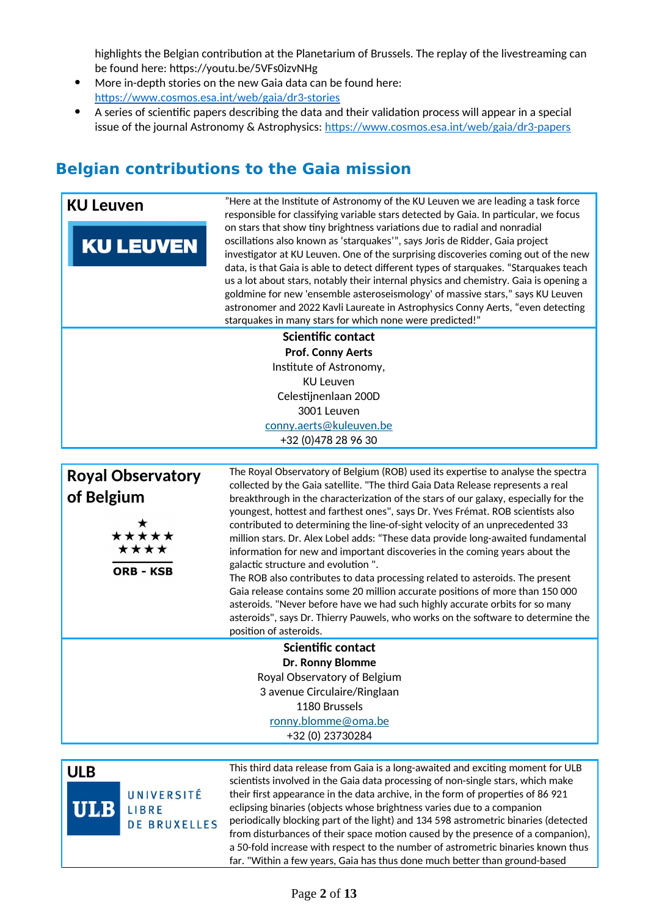highlights the Belgian contribution at the Planetarium of Brussels. The replay of the livestreaming can be found here: https://youtu.be/5VFs0izvNHg

- More in-depth stories on the new Gaia data can be found here: https://www.cosmos.esa.int/web/gaia/dr3-stories
- A series of scientific papers describing the data and their validation process will appear in a special issue of the journal Astronomy & Astrophysics: https://www.cosmos.esa.int/web/gaia/dr3-papers

## Belgian contributions to the Gaia mission

### KU Leuven

KU LEUVEN

"Here at the Institute of Astronomy of the KU Leuven we are leading a task force responsible for classifying variable stars detected by Gaia. In particular, we focus on stars that show tiny brightness variations due to radial and nonradial oscillations also known as 'starquakes'", says Joris de Ridder, Gaia project investigator at KU Leuven. One of the surprising discoveries coming out of the new data, is that Gaia is able to detect different types of starquakes. "Starquakes teach us a lot about stars, notably their internal physics and chemistry. Gaia is opening a goldmine for new 'ensemble asteroseismology' of massive stars," says KU Leuven astronomer and 2022 Kavli Laureate in Astrophysics Conny Aerts, "even detecting starquakes in many stars for which none were predicted!"

**Scientific contact**
**Prof. Conny Aerts**
Institute of Astronomy,
KU Leuven
Celestijnenlaan 200D
3001 Leuven
conny.aerts@kuleuven.be
+32 (0)478 28 96 30

### Royal Observatory of Belgium

ORB - KSB

The Royal Observatory of Belgium (ROB) used its expertise to analyse the spectra collected by the Gaia satellite. "The third Gaia Data Release represents a real breakthrough in the characterization of the stars of our galaxy, especially for the youngest, hottest and farthest ones", says Dr. Yves Frémat. ROB scientists also contributed to determining the line-of-sight velocity of an unprecedented 33 million stars. Dr. Alex Lobel adds: "These data provide long-awaited fundamental information for new and important discoveries in the coming years about the galactic structure and evolution ".
The ROB also contributes to data processing related to asteroids. The present Gaia release contains some 20 million accurate positions of more than 150 000 asteroids. "Never before have we had such highly accurate orbits for so many asteroids", says Dr. Thierry Pauwels, who works on the software to determine the position of asteroids.

**Scientific contact**
**Dr. Ronny Blomme**
Royal Observatory of Belgium
3 avenue Circulaire/Ringlaan
1180 Brussels
ronny.blomme@oma.be
+32 (0) 23730284

### ULB

ULB UNIVERSITÉ LIBRE DE BRUXELLES

This third data release from Gaia is a long-awaited and exciting moment for ULB scientists involved in the Gaia data processing of non-single stars, which make their first appearance in the data archive, in the form of properties of 86 921 eclipsing binaries (objects whose brightness varies due to a companion periodically blocking part of the light) and 134 598 astrometric binaries (detected from disturbances of their space motion caused by the presence of a companion), a 50-fold increase with respect to the number of astrometric binaries known thus far. "Within a few years, Gaia has thus done much better than ground-based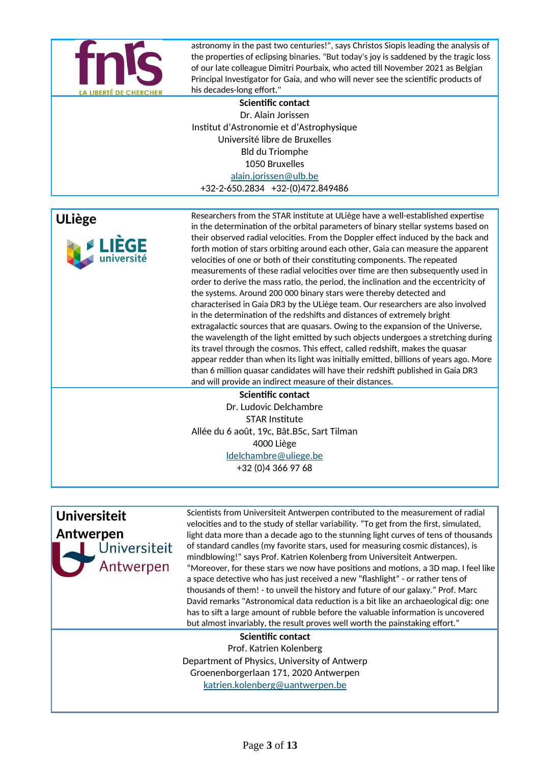astronomy in the past two centuries!", says Christos Siopis leading the analysis of the properties of eclipsing binaries. "But today's joy is saddened by the tragic loss of our late colleague Dimitri Pourbaix, who acted till November 2021 as Belgian Principal Investigator for Gaia, and who will never see the scientific products of his decades-long effort."

**Scientific contact**
Dr. Alain Jorissen
Institut d'Astronomie et d'Astrophysique
Université libre de Bruxelles
Bld du Triomphe
1050 Bruxelles
alain.jorissen@ulb.be
+32-2-650.2834 +32-(0)472.849486

## ULiège

Researchers from the STAR institute at ULiège have a well-established expertise in the determination of the orbital parameters of binary stellar systems based on their observed radial velocities. From the Doppler effect induced by the back and forth motion of stars orbiting around each other, Gaia can measure the apparent velocities of one or both of their constituting components. The repeated measurements of these radial velocities over time are then subsequently used in order to derive the mass ratio, the period, the inclination and the eccentricity of the systems. Around 200 000 binary stars were thereby detected and characterised in Gaia DR3 by the ULiège team. Our researchers are also involved in the determination of the redshifts and distances of extremely bright extragalactic sources that are quasars. Owing to the expansion of the Universe, the wavelength of the light emitted by such objects undergoes a stretching during its travel through the cosmos. This effect, called redshift, makes the quasar appear redder than when its light was initially emitted, billions of years ago. More than 6 million quasar candidates will have their redshift published in Gaia DR3 and will provide an indirect measure of their distances.

**Scientific contact**
Dr. Ludovic Delchambre
STAR Institute
Allée du 6 août, 19c, Bât.B5c, Sart Tilman
4000 Liège
ldelchambre@uliege.be
+32 (0)4 366 97 68

## Universiteit Antwerpen

Scientists from Universiteit Antwerpen contributed to the measurement of radial velocities and to the study of stellar variability. "To get from the first, simulated, light data more than a decade ago to the stunning light curves of tens of thousands of standard candles (my favorite stars, used for measuring cosmic distances), is mindblowing!" says Prof. Katrien Kolenberg from Universiteit Antwerpen. "Moreover, for these stars we now have positions and motions, a 3D map. I feel like a space detective who has just received a new "flashlight" - or rather tens of thousands of them! - to unveil the history and future of our galaxy." Prof. Marc David remarks "Astronomical data reduction is a bit like an archaeological dig: one has to sift a large amount of rubble before the valuable information is uncovered but almost invariably, the result proves well worth the painstaking effort."

**Scientific contact**
Prof. Katrien Kolenberg
Department of Physics, University of Antwerp
Groenenborgerlaan 171, 2020 Antwerpen
katrien.kolenberg@uantwerpen.be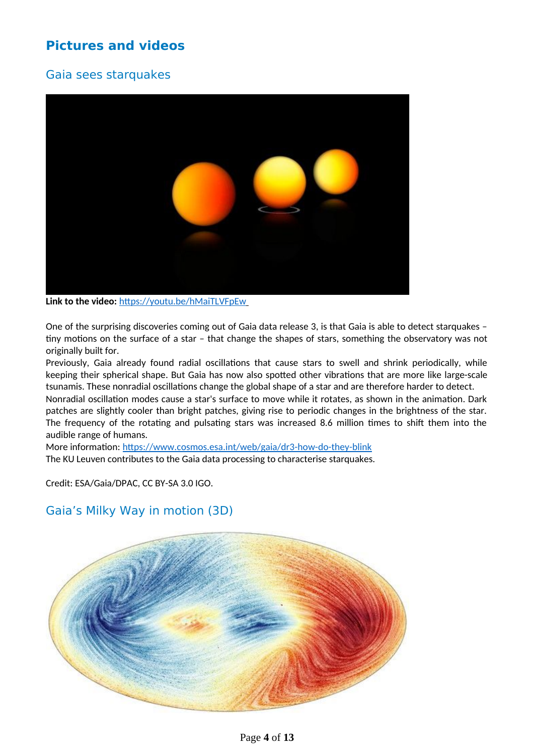## Pictures and videos

### Gaia sees starquakes

**Link to the video:** https://youtu.be/hMaiTLVFpEw

One of the surprising discoveries coming out of Gaia data release 3, is that Gaia is able to detect starquakes – tiny motions on the surface of a star – that change the shapes of stars, something the observatory was not originally built for.

Previously, Gaia already found radial oscillations that cause stars to swell and shrink periodically, while keeping their spherical shape. But Gaia has now also spotted other vibrations that are more like large-scale tsunamis. These nonradial oscillations change the global shape of a star and are therefore harder to detect.

Nonradial oscillation modes cause a star's surface to move while it rotates, as shown in the animation. Dark patches are slightly cooler than bright patches, giving rise to periodic changes in the brightness of the star. The frequency of the rotating and pulsating stars was increased 8.6 million times to shift them into the audible range of humans.

More information: https://www.cosmos.esa.int/web/gaia/dr3-how-do-they-blink

The KU Leuven contributes to the Gaia data processing to characterise starquakes.

Credit: ESA/Gaia/DPAC, CC BY-SA 3.0 IGO.

### Gaia's Milky Way in motion (3D)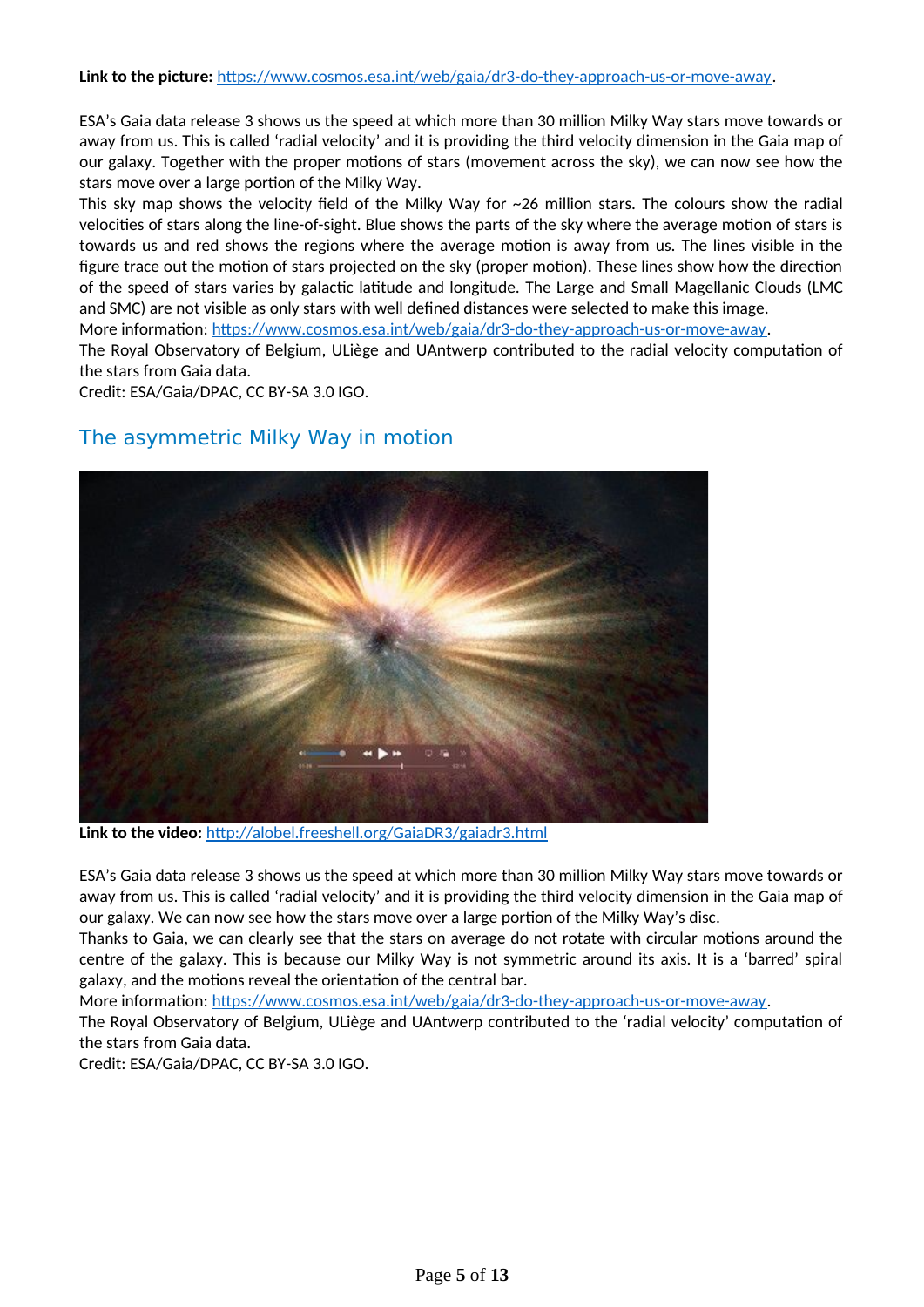**Link to the picture:** [https://www.cosmos.esa.int/web/gaia/dr3-do-they-approach-us-or-move-away](https://www.cosmos.esa.int/web/gaia/dr3-do-they-approach-us-or-move-away).

ESA's Gaia data release 3 shows us the speed at which more than 30 million Milky Way stars move towards or away from us. This is called 'radial velocity' and it is providing the third velocity dimension in the Gaia map of our galaxy. Together with the proper motions of stars (movement across the sky), we can now see how the stars move over a large portion of the Milky Way.
This sky map shows the velocity field of the Milky Way for ~26 million stars. The colours show the radial velocities of stars along the line-of-sight. Blue shows the parts of the sky where the average motion of stars is towards us and red shows the regions where the average motion is away from us. The lines visible in the figure trace out the motion of stars projected on the sky (proper motion). These lines show how the direction of the speed of stars varies by galactic latitude and longitude. The Large and Small Magellanic Clouds (LMC and SMC) are not visible as only stars with well defined distances were selected to make this image.
More information: [https://www.cosmos.esa.int/web/gaia/dr3-do-they-approach-us-or-move-away](https://www.cosmos.esa.int/web/gaia/dr3-do-they-approach-us-or-move-away).
The Royal Observatory of Belgium, ULiège and UAntwerp contributed to the radial velocity computation of the stars from Gaia data.
Credit: ESA/Gaia/DPAC, CC BY-SA 3.0 IGO.

## The asymmetric Milky Way in motion

**Link to the video:** [http://alobel.freeshell.org/GaiaDR3/gaiadr3.html](http://alobel.freeshell.org/GaiaDR3/gaiadr3.html)

ESA's Gaia data release 3 shows us the speed at which more than 30 million Milky Way stars move towards or away from us. This is called 'radial velocity' and it is providing the third velocity dimension in the Gaia map of our galaxy. We can now see how the stars move over a large portion of the Milky Way's disc.
Thanks to Gaia, we can clearly see that the stars on average do not rotate with circular motions around the centre of the galaxy. This is because our Milky Way is not symmetric around its axis. It is a 'barred' spiral galaxy, and the motions reveal the orientation of the central bar.
More information: [https://www.cosmos.esa.int/web/gaia/dr3-do-they-approach-us-or-move-away](https://www.cosmos.esa.int/web/gaia/dr3-do-they-approach-us-or-move-away).
The Royal Observatory of Belgium, ULiège and UAntwerp contributed to the 'radial velocity' computation of the stars from Gaia data.
Credit: ESA/Gaia/DPAC, CC BY-SA 3.0 IGO.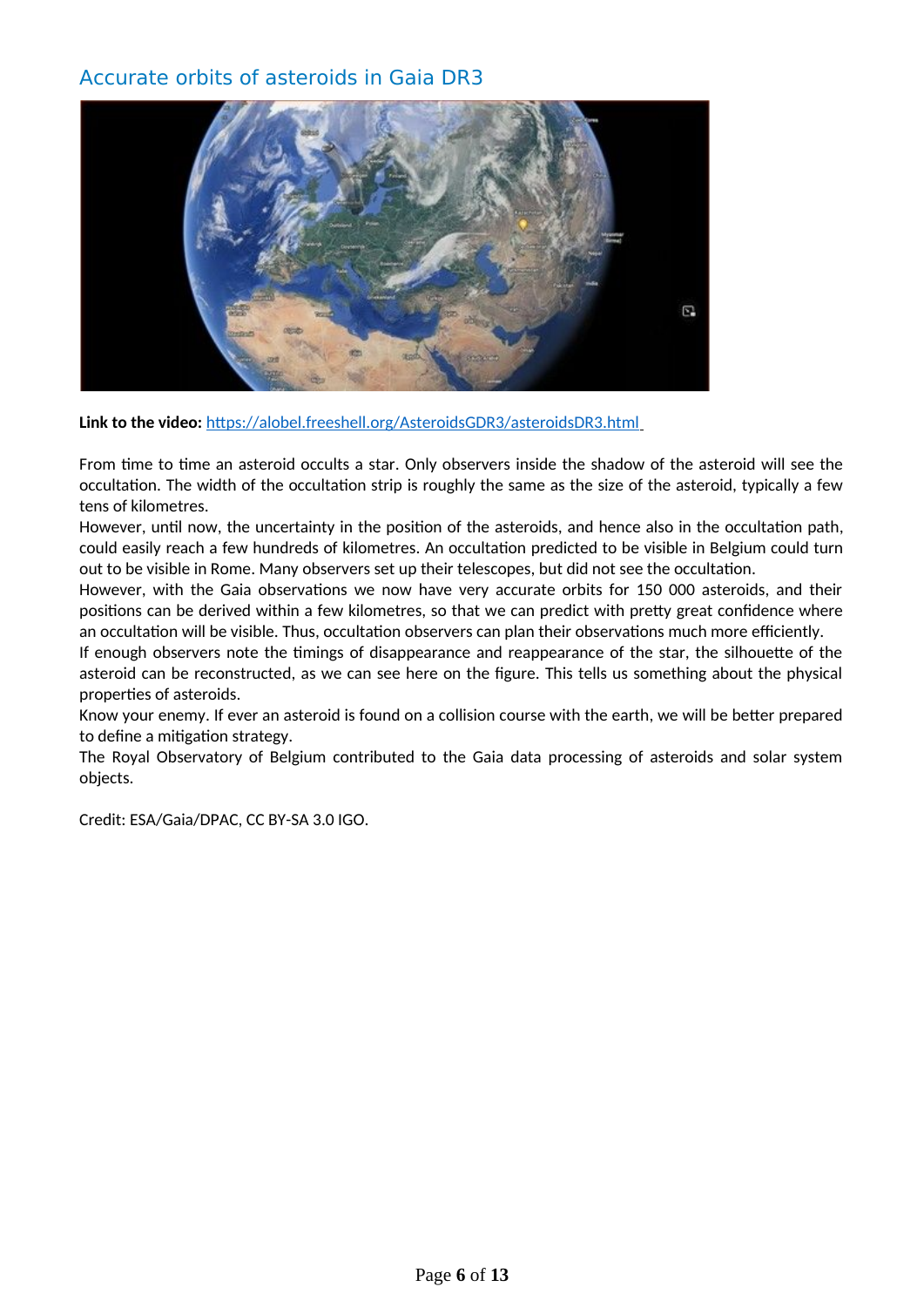## Accurate orbits of asteroids in Gaia DR3

**Link to the video:** https://alobel.freeshell.org/AsteroidsGDR3/asteroidsDR3.html

From time to time an asteroid occults a star. Only observers inside the shadow of the asteroid will see the occultation. The width of the occultation strip is roughly the same as the size of the asteroid, typically a few tens of kilometres.

However, until now, the uncertainty in the position of the asteroids, and hence also in the occultation path, could easily reach a few hundreds of kilometres. An occultation predicted to be visible in Belgium could turn out to be visible in Rome. Many observers set up their telescopes, but did not see the occultation.

However, with the Gaia observations we now have very accurate orbits for 150 000 asteroids, and their positions can be derived within a few kilometres, so that we can predict with pretty great confidence where an occultation will be visible. Thus, occultation observers can plan their observations much more efficiently.

If enough observers note the timings of disappearance and reappearance of the star, the silhouette of the asteroid can be reconstructed, as we can see here on the figure. This tells us something about the physical properties of asteroids.

Know your enemy. If ever an asteroid is found on a collision course with the earth, we will be better prepared to define a mitigation strategy.

The Royal Observatory of Belgium contributed to the Gaia data processing of asteroids and solar system objects.

Credit: ESA/Gaia/DPAC, CC BY-SA 3.0 IGO.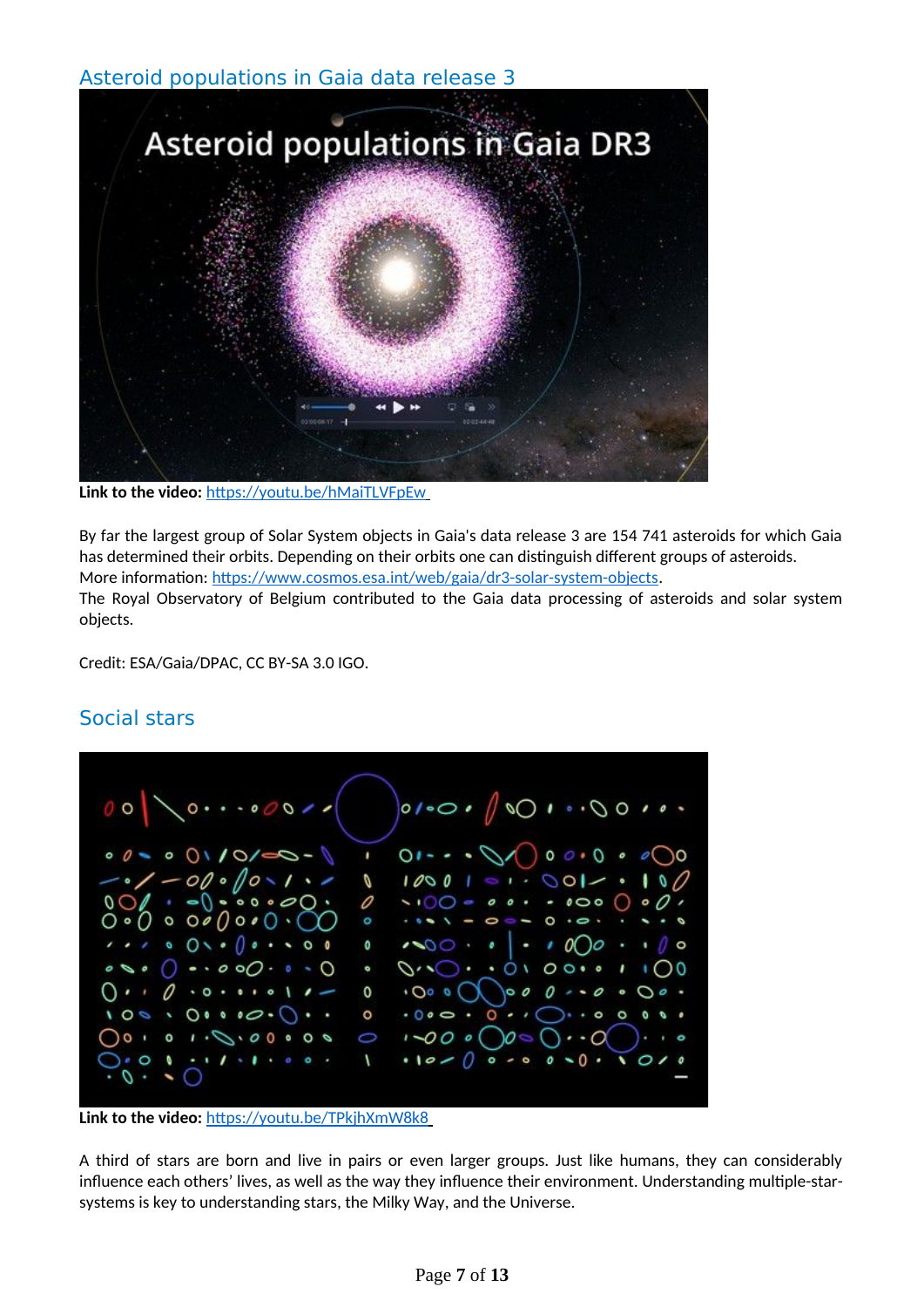## Asteroid populations in Gaia data release 3

**Link to the video:** https://youtu.be/hMaiTLVFpEw

By far the largest group of Solar System objects in Gaia's data release 3 are 154 741 asteroids for which Gaia has determined their orbits. Depending on their orbits one can distinguish different groups of asteroids. More information: https://www.cosmos.esa.int/web/gaia/dr3-solar-system-objects.
The Royal Observatory of Belgium contributed to the Gaia data processing of asteroids and solar system objects.

Credit: ESA/Gaia/DPAC, CC BY-SA 3.0 IGO.

## Social stars

**Link to the video:** https://youtu.be/TPkjhXmW8k8

A third of stars are born and live in pairs or even larger groups. Just like humans, they can considerably influence each others' lives, as well as the way they influence their environment. Understanding multiple-star-systems is key to understanding stars, the Milky Way, and the Universe.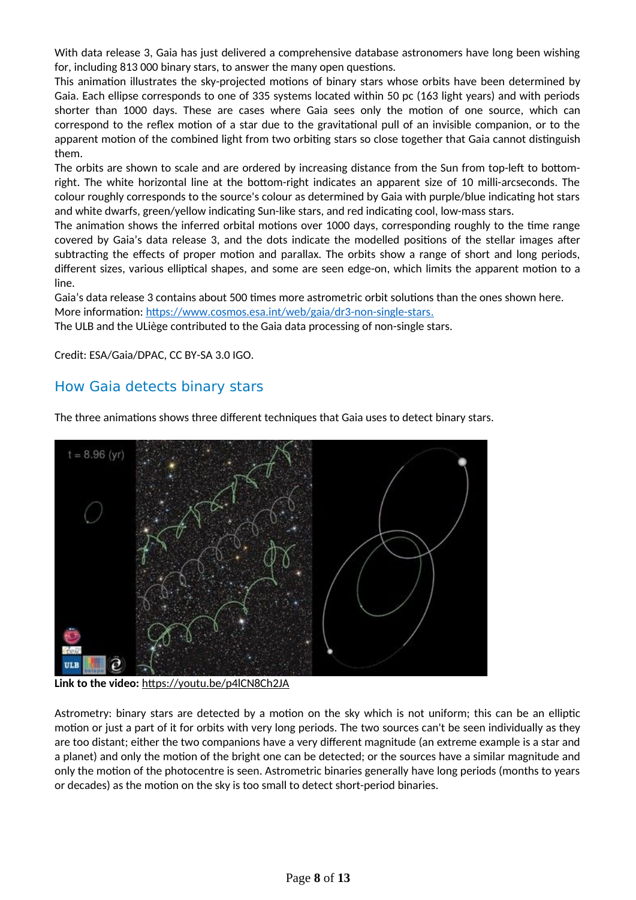With data release 3, Gaia has just delivered a comprehensive database astronomers have long been wishing for, including 813 000 binary stars, to answer the many open questions.

This animation illustrates the sky-projected motions of binary stars whose orbits have been determined by Gaia. Each ellipse corresponds to one of 335 systems located within 50 pc (163 light years) and with periods shorter than 1000 days. These are cases where Gaia sees only the motion of one source, which can correspond to the reflex motion of a star due to the gravitational pull of an invisible companion, or to the apparent motion of the combined light from two orbiting stars so close together that Gaia cannot distinguish them.

The orbits are shown to scale and are ordered by increasing distance from the Sun from top-left to bottom-right. The white horizontal line at the bottom-right indicates an apparent size of 10 milli-arcseconds. The colour roughly corresponds to the source's colour as determined by Gaia with purple/blue indicating hot stars and white dwarfs, green/yellow indicating Sun-like stars, and red indicating cool, low-mass stars.

The animation shows the inferred orbital motions over 1000 days, corresponding roughly to the time range covered by Gaia's data release 3, and the dots indicate the modelled positions of the stellar images after subtracting the effects of proper motion and parallax. The orbits show a range of short and long periods, different sizes, various elliptical shapes, and some are seen edge-on, which limits the apparent motion to a line.

Gaia's data release 3 contains about 500 times more astrometric orbit solutions than the ones shown here.

More information: https://www.cosmos.esa.int/web/gaia/dr3-non-single-stars.

The ULB and the ULiège contributed to the Gaia data processing of non-single stars.

Credit: ESA/Gaia/DPAC, CC BY-SA 3.0 IGO.

## How Gaia detects binary stars

The three animations shows three different techniques that Gaia uses to detect binary stars.

**Link to the video:** https://youtu.be/p4lCN8Ch2JA

Astrometry: binary stars are detected by a motion on the sky which is not uniform; this can be an elliptic motion or just a part of it for orbits with very long periods. The two sources can't be seen individually as they are too distant; either the two companions have a very different magnitude (an extreme example is a star and a planet) and only the motion of the bright one can be detected; or the sources have a similar magnitude and only the motion of the photocentre is seen. Astrometric binaries generally have long periods (months to years or decades) as the motion on the sky is too small to detect short-period binaries.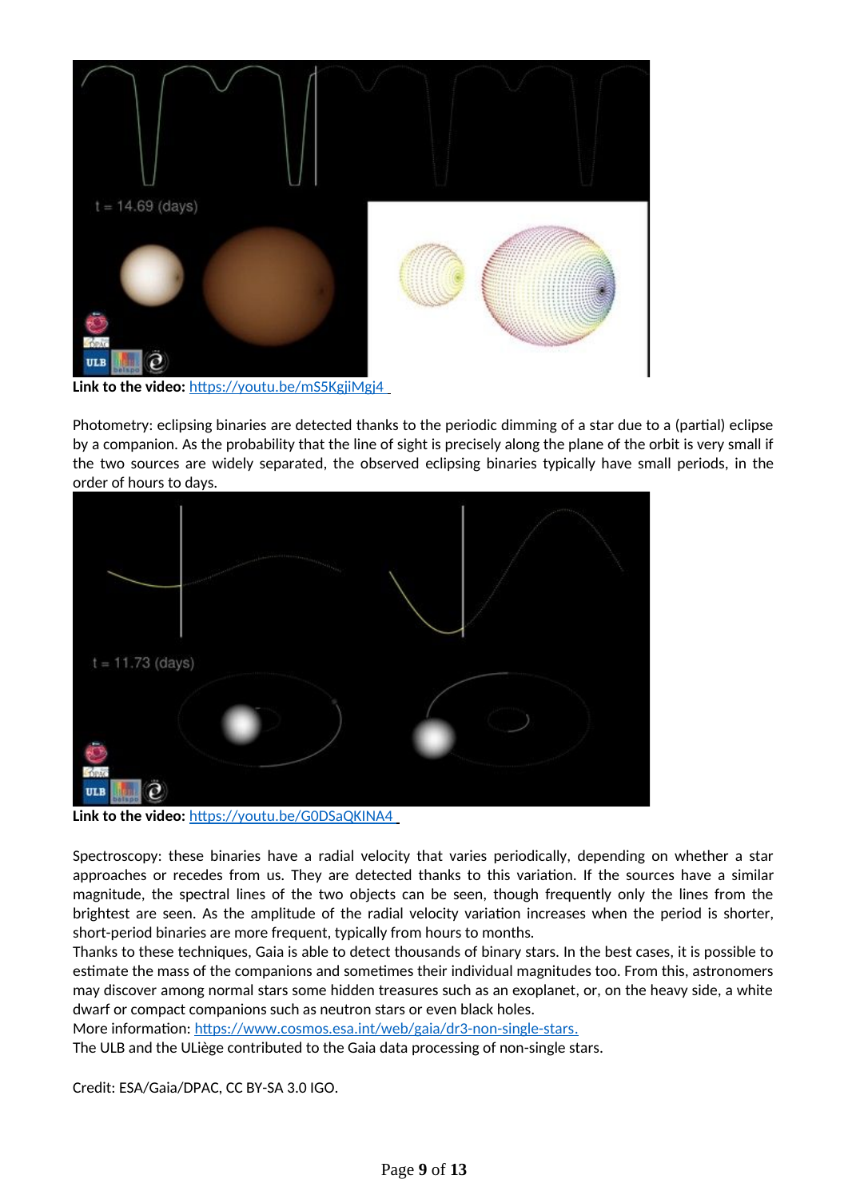**Link to the video:** https://youtu.be/mS5KgjiMgj4

Photometry: eclipsing binaries are detected thanks to the periodic dimming of a star due to a (partial) eclipse by a companion. As the probability that the line of sight is precisely along the plane of the orbit is very small if the two sources are widely separated, the observed eclipsing binaries typically have small periods, in the order of hours to days.

**Link to the video:** https://youtu.be/G0DSaQKINA4

Spectroscopy: these binaries have a radial velocity that varies periodically, depending on whether a star approaches or recedes from us. They are detected thanks to this variation. If the sources have a similar magnitude, the spectral lines of the two objects can be seen, though frequently only the lines from the brightest are seen. As the amplitude of the radial velocity variation increases when the period is shorter, short-period binaries are more frequent, typically from hours to months.
Thanks to these techniques, Gaia is able to detect thousands of binary stars. In the best cases, it is possible to estimate the mass of the companions and sometimes their individual magnitudes too. From this, astronomers may discover among normal stars some hidden treasures such as an exoplanet, or, on the heavy side, a white dwarf or compact companions such as neutron stars or even black holes.
More information: https://www.cosmos.esa.int/web/gaia/dr3-non-single-stars.
The ULB and the ULiège contributed to the Gaia data processing of non-single stars.

Credit: ESA/Gaia/DPAC, CC BY-SA 3.0 IGO.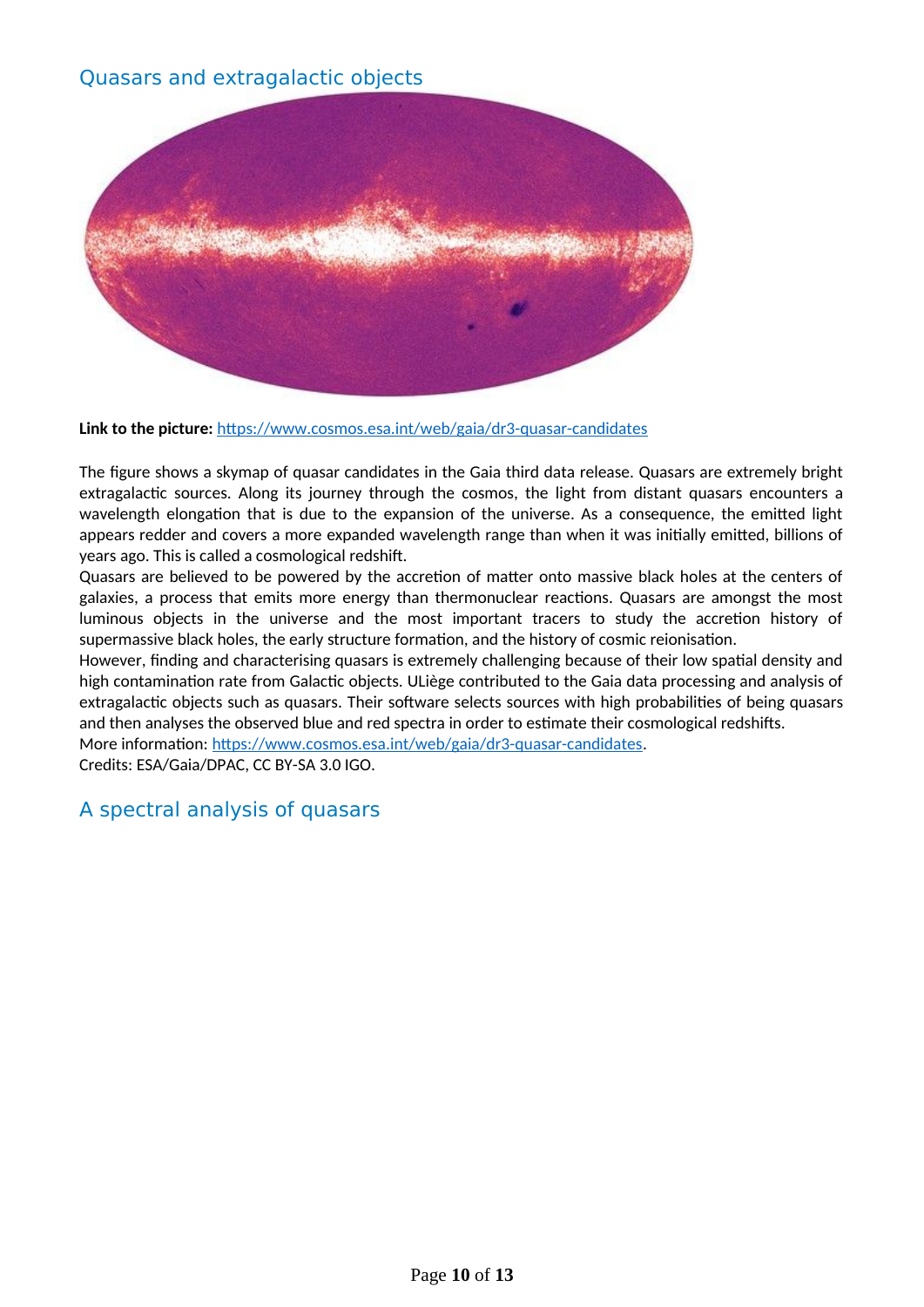## Quasars and extragalactic objects

**Link to the picture:** https://www.cosmos.esa.int/web/gaia/dr3-quasar-candidates

The figure shows a skymap of quasar candidates in the Gaia third data release. Quasars are extremely bright extragalactic sources. Along its journey through the cosmos, the light from distant quasars encounters a wavelength elongation that is due to the expansion of the universe. As a consequence, the emitted light appears redder and covers a more expanded wavelength range than when it was initially emitted, billions of years ago. This is called a cosmological redshift.

Quasars are believed to be powered by the accretion of matter onto massive black holes at the centers of galaxies, a process that emits more energy than thermonuclear reactions. Quasars are amongst the most luminous objects in the universe and the most important tracers to study the accretion history of supermassive black holes, the early structure formation, and the history of cosmic reionisation.

However, finding and characterising quasars is extremely challenging because of their low spatial density and high contamination rate from Galactic objects. ULiège contributed to the Gaia data processing and analysis of extragalactic objects such as quasars. Their software selects sources with high probabilities of being quasars and then analyses the observed blue and red spectra in order to estimate their cosmological redshifts.

More information: https://www.cosmos.esa.int/web/gaia/dr3-quasar-candidates.

Credits: ESA/Gaia/DPAC, CC BY-SA 3.0 IGO.

## A spectral analysis of quasars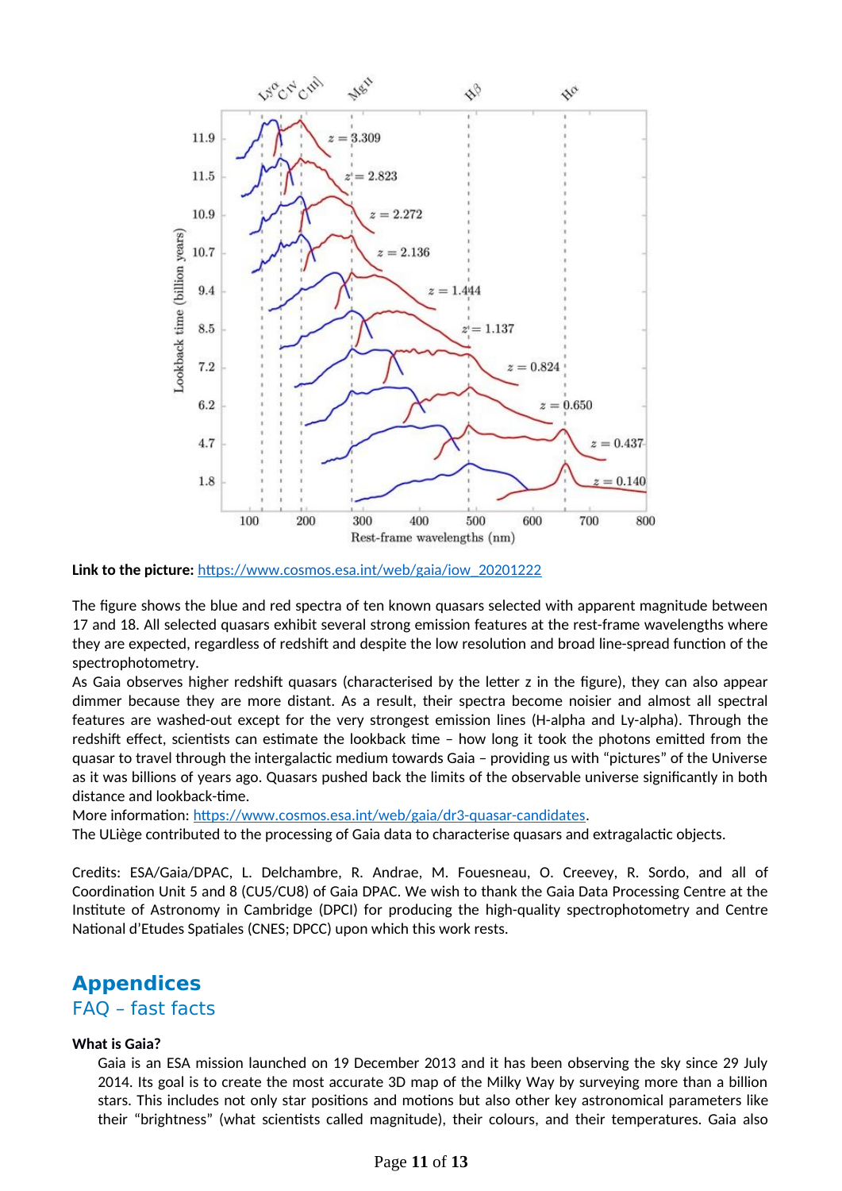**Link to the picture:** https://www.cosmos.esa.int/web/gaia/iow_20201222

The figure shows the blue and red spectra of ten known quasars selected with apparent magnitude between 17 and 18. All selected quasars exhibit several strong emission features at the rest-frame wavelengths where they are expected, regardless of redshift and despite the low resolution and broad line-spread function of the spectrophotometry.

As Gaia observes higher redshift quasars (characterised by the letter z in the figure), they can also appear dimmer because they are more distant. As a result, their spectra become noisier and almost all spectral features are washed-out except for the very strongest emission lines (H-alpha and Ly-alpha). Through the redshift effect, scientists can estimate the lookback time – how long it took the photons emitted from the quasar to travel through the intergalactic medium towards Gaia – providing us with "pictures" of the Universe as it was billions of years ago. Quasars pushed back the limits of the observable universe significantly in both distance and lookback-time.

More information: https://www.cosmos.esa.int/web/gaia/dr3-quasar-candidates.

The ULiège contributed to the processing of Gaia data to characterise quasars and extragalactic objects.

Credits: ESA/Gaia/DPAC, L. Delchambre, R. Andrae, M. Fouesneau, O. Creevey, R. Sordo, and all of Coordination Unit 5 and 8 (CU5/CU8) of Gaia DPAC. We wish to thank the Gaia Data Processing Centre at the Institute of Astronomy in Cambridge (DPCI) for producing the high-quality spectrophotometry and Centre National d'Etudes Spatiales (CNES; DPCC) upon which this work rests.

# Appendices

## FAQ – fast facts

**What is Gaia?**

Gaia is an ESA mission launched on 19 December 2013 and it has been observing the sky since 29 July 2014. Its goal is to create the most accurate 3D map of the Milky Way by surveying more than a billion stars. This includes not only star positions and motions but also other key astronomical parameters like their "brightness" (what scientists called magnitude), their colours, and their temperatures. Gaia also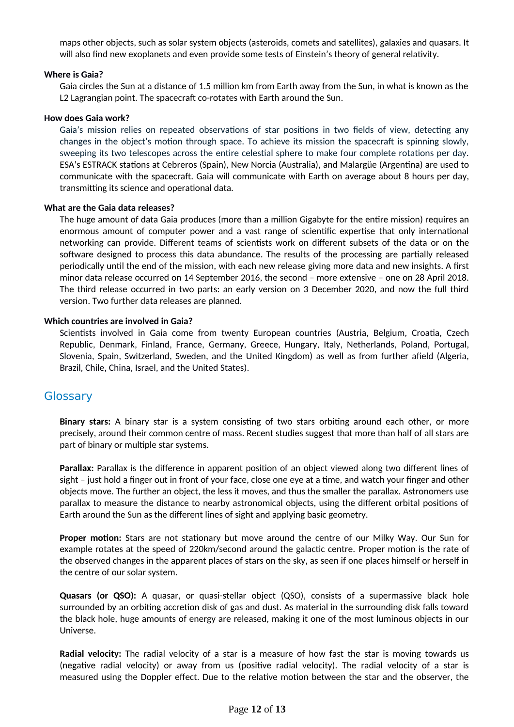maps other objects, such as solar system objects (asteroids, comets and satellites), galaxies and quasars. It will also find new exoplanets and even provide some tests of Einstein's theory of general relativity.

**Where is Gaia?**

Gaia circles the Sun at a distance of 1.5 million km from Earth away from the Sun, in what is known as the L2 Lagrangian point. The spacecraft co-rotates with Earth around the Sun.

**How does Gaia work?**

Gaia's mission relies on repeated observations of star positions in two fields of view, detecting any changes in the object's motion through space. To achieve its mission the spacecraft is spinning slowly, sweeping its two telescopes across the entire celestial sphere to make four complete rotations per day. ESA's ESTRACK stations at Cebreros (Spain), New Norcia (Australia), and Malargüe (Argentina) are used to communicate with the spacecraft. Gaia will communicate with Earth on average about 8 hours per day, transmitting its science and operational data.

**What are the Gaia data releases?**

The huge amount of data Gaia produces (more than a million Gigabyte for the entire mission) requires an enormous amount of computer power and a vast range of scientific expertise that only international networking can provide. Different teams of scientists work on different subsets of the data or on the software designed to process this data abundance. The results of the processing are partially released periodically until the end of the mission, with each new release giving more data and new insights. A first minor data release occurred on 14 September 2016, the second – more extensive – one on 28 April 2018. The third release occurred in two parts: an early version on 3 December 2020, and now the full third version. Two further data releases are planned.

**Which countries are involved in Gaia?**

Scientists involved in Gaia come from twenty European countries (Austria, Belgium, Croatia, Czech Republic, Denmark, Finland, France, Germany, Greece, Hungary, Italy, Netherlands, Poland, Portugal, Slovenia, Spain, Switzerland, Sweden, and the United Kingdom) as well as from further afield (Algeria, Brazil, Chile, China, Israel, and the United States).

## Glossary

**Binary stars:** A binary star is a system consisting of two stars orbiting around each other, or more precisely, around their common centre of mass. Recent studies suggest that more than half of all stars are part of binary or multiple star systems.

**Parallax:** Parallax is the difference in apparent position of an object viewed along two different lines of sight – just hold a finger out in front of your face, close one eye at a time, and watch your finger and other objects move. The further an object, the less it moves, and thus the smaller the parallax. Astronomers use parallax to measure the distance to nearby astronomical objects, using the different orbital positions of Earth around the Sun as the different lines of sight and applying basic geometry.

**Proper motion:** Stars are not stationary but move around the centre of our Milky Way. Our Sun for example rotates at the speed of 220km/second around the galactic centre. Proper motion is the rate of the observed changes in the apparent places of stars on the sky, as seen if one places himself or herself in the centre of our solar system.

**Quasars (or QSO):** A quasar, or quasi-stellar object (QSO), consists of a supermassive black hole surrounded by an orbiting accretion disk of gas and dust. As material in the surrounding disk falls toward the black hole, huge amounts of energy are released, making it one of the most luminous objects in our Universe.

**Radial velocity:** The radial velocity of a star is a measure of how fast the star is moving towards us (negative radial velocity) or away from us (positive radial velocity). The radial velocity of a star is measured using the Doppler effect. Due to the relative motion between the star and the observer, the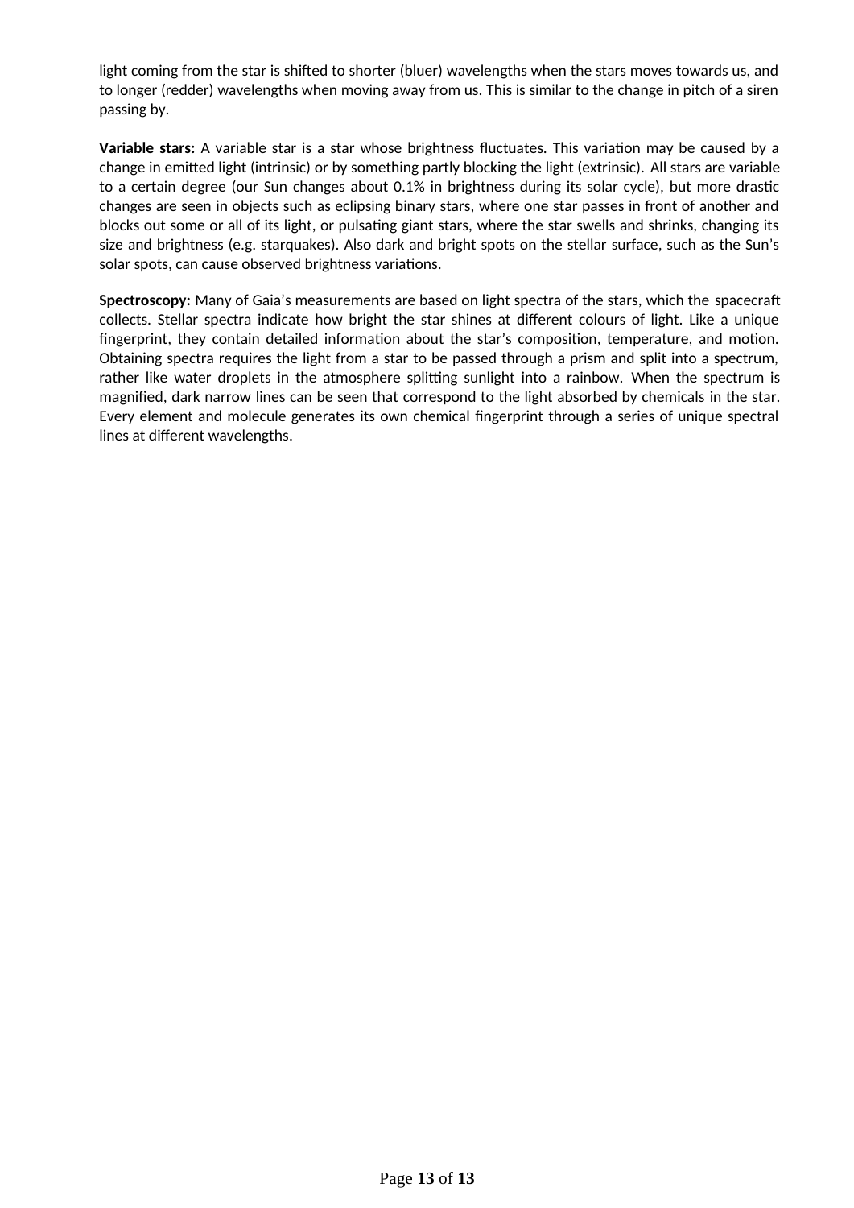light coming from the star is shifted to shorter (bluer) wavelengths when the stars moves towards us, and to longer (redder) wavelengths when moving away from us. This is similar to the change in pitch of a siren passing by.

**Variable stars:** A variable star is a star whose brightness fluctuates. This variation may be caused by a change in emitted light (intrinsic) or by something partly blocking the light (extrinsic). All stars are variable to a certain degree (our Sun changes about 0.1% in brightness during its solar cycle), but more drastic changes are seen in objects such as eclipsing binary stars, where one star passes in front of another and blocks out some or all of its light, or pulsating giant stars, where the star swells and shrinks, changing its size and brightness (e.g. starquakes). Also dark and bright spots on the stellar surface, such as the Sun's solar spots, can cause observed brightness variations.

**Spectroscopy:** Many of Gaia's measurements are based on light spectra of the stars, which the spacecraft collects. Stellar spectra indicate how bright the star shines at different colours of light. Like a unique fingerprint, they contain detailed information about the star's composition, temperature, and motion. Obtaining spectra requires the light from a star to be passed through a prism and split into a spectrum, rather like water droplets in the atmosphere splitting sunlight into a rainbow. When the spectrum is magnified, dark narrow lines can be seen that correspond to the light absorbed by chemicals in the star. Every element and molecule generates its own chemical fingerprint through a series of unique spectral lines at different wavelengths.